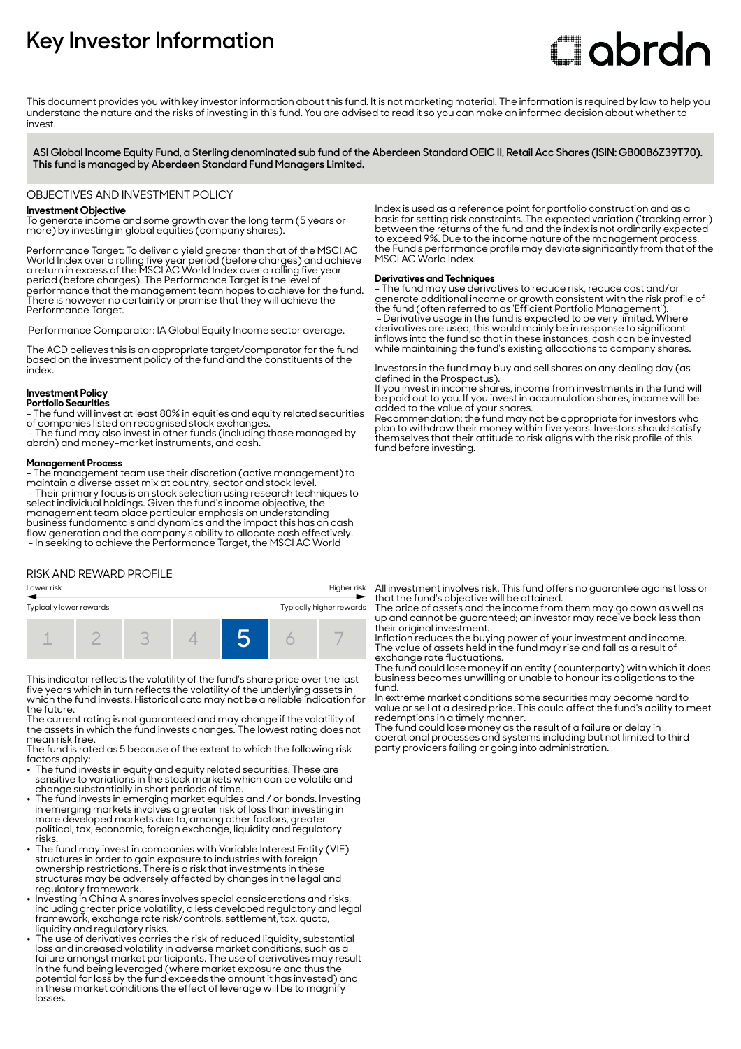# Key Investor Information

abrdn

This document provides you with key investor information about this fund. It is not marketing material. The information is required by law to help you understand the nature and the risks of investing in this fund. You are advised to read it so you can make an informed decision about whether to invest.

**ASI Global Income Equity Fund, a Sterling denominated sub fund of the Aberdeen Standard OEIC II, Retail Acc Shares (ISIN: GB00B6Z39T70). This fund is managed by Aberdeen Standard Fund Managers Limited.**

## OBJECTIVES AND INVESTMENT POLICY

**Investment Objective**
To generate income and some growth over the long term (5 years or more) by investing in global equities (company shares).

Performance Target: To deliver a yield greater than that of the MSCI AC World Index over a rolling five year period (before charges) and achieve a return in excess of the MSCI AC World Index over a rolling five year period (before charges). The Performance Target is the level of performance that the management team hopes to achieve for the fund. There is however no certainty or promise that they will achieve the Performance Target.

Performance Comparator: IA Global Equity Income sector average.

The ACD believes this is an appropriate target/comparator for the fund based on the investment policy of the fund and the constituents of the index.

**Investment Policy**
**Portfolio Securities**
- The fund will invest at least 80% in equities and equity related securities of companies listed on recognised stock exchanges.
- The fund may also invest in other funds (including those managed by abrdn) and money-market instruments, and cash.

**Management Process**
- The management team use their discretion (active management) to maintain a diverse asset mix at country, sector and stock level.
- Their primary focus is on stock selection using research techniques to select individual holdings. Given the fund's income objective, the management team place particular emphasis on understanding business fundamentals and dynamics and the impact this has on cash flow generation and the company's ability to allocate cash effectively.
- In seeking to achieve the Performance Target, the MSCI AC World Index is used as a reference point for portfolio construction and as a basis for setting risk constraints. The expected variation ('tracking error') between the returns of the fund and the index is not ordinarily expected to exceed 9%. Due to the income nature of the management process, the Fund's performance profile may deviate significantly from that of the MSCI AC World Index.

**Derivatives and Techniques**
- The fund may use derivatives to reduce risk, reduce cost and/or generate additional income or growth consistent with the risk profile of the fund (often referred to as 'Efficient Portfolio Management').
- Derivative usage in the fund is expected to be very limited. Where derivatives are used, this would mainly be in response to significant inflows into the fund so that in these instances, cash can be invested while maintaining the fund's existing allocations to company shares.

Investors in the fund may buy and sell shares on any dealing day (as defined in the Prospectus).
If you invest in income shares, income from investments in the fund will be paid out to you. If you invest in accumulation shares, income will be added to the value of your shares.
Recommendation: the fund may not be appropriate for investors who plan to withdraw their money within five years. Investors should satisfy themselves that their attitude to risk aligns with the risk profile of this fund before investing.

## RISK AND REWARD PROFILE

Lower risk ← → Higher risk

Typically lower rewards — Typically higher rewards

| 1 | 2 | 3 | 4 | **5** | 6 | 7 |
|---|---|---|---|---|---|---|

This indicator reflects the volatility of the fund's share price over the last five years which in turn reflects the volatility of the underlying assets in which the fund invests. Historical data may not be a reliable indication for the future.
The current rating is not guaranteed and may change if the volatility of the assets in which the fund invests changes. The lowest rating does not mean risk free.
The fund is rated as 5 because of the extent to which the following risk factors apply:

- The fund invests in equity and equity related securities. These are sensitive to variations in the stock markets which can be volatile and change substantially in short periods of time.
- The fund invests in emerging market equities and / or bonds. Investing in emerging markets involves a greater risk of loss than investing in more developed markets due to, among other factors, greater political, tax, economic, foreign exchange, liquidity and regulatory risks.
- The fund may invest in companies with Variable Interest Entity (VIE) structures in order to gain exposure to industries with foreign ownership restrictions. There is a risk that investments in these structures may be adversely affected by changes in the legal and regulatory framework.
- Investing in China A shares involves special considerations and risks, including greater price volatility, a less developed regulatory and legal framework, exchange rate risk/controls, settlement, tax, quota, liquidity and regulatory risks.
- The use of derivatives carries the risk of reduced liquidity, substantial loss and increased volatility in adverse market conditions, such as a failure amongst market participants. The use of derivatives may result in the fund being leveraged (where market exposure and thus the potential for loss by the fund exceeds the amount it has invested) and in these market conditions the effect of leverage will be to magnify losses.

All investment involves risk. This fund offers no guarantee against loss or that the fund's objective will be attained.
The price of assets and the income from them may go down as well as up and cannot be guaranteed; an investor may receive back less than their original investment.
Inflation reduces the buying power of your investment and income.
The value of assets held in the fund may rise and fall as a result of exchange rate fluctuations.
The fund could lose money if an entity (counterparty) with which it does business becomes unwilling or unable to honour its obligations to the fund.
In extreme market conditions some securities may become hard to value or sell at a desired price. This could affect the fund's ability to meet redemptions in a timely manner.
The fund could lose money as the result of a failure or delay in operational processes and systems including but not limited to third party providers failing or going into administration.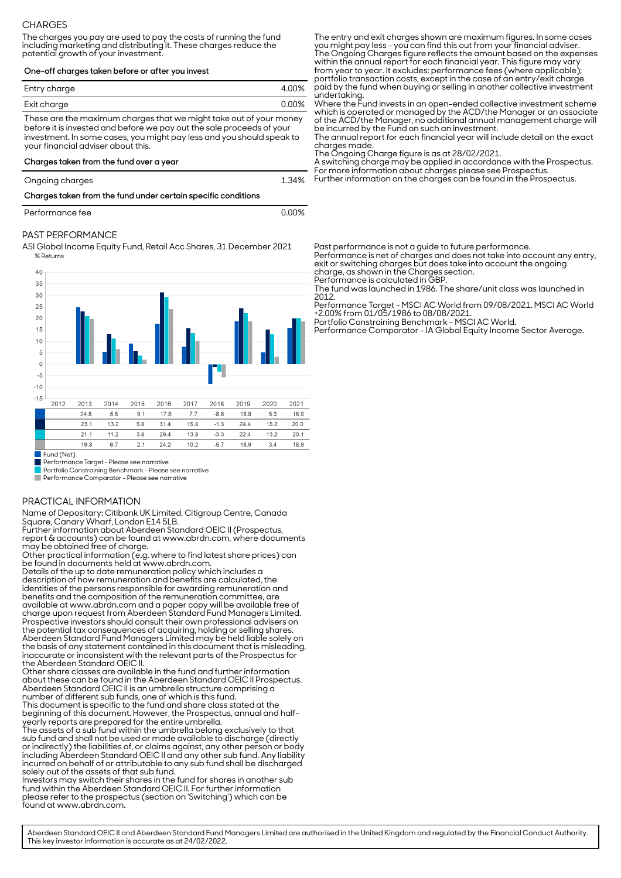## CHARGES

The charges you pay are used to pay the costs of running the fund including marketing and distributing it. These charges reduce the potential growth of your investment.

| One-off charges taken before or after you invest | |
|---|---|
| Entry charge | 4.00% |
| Exit charge | 0.00% |

These are the maximum charges that we might take out of your money before it is invested and before we pay out the sale proceeds of your investment. In some cases, you might pay less and you should speak to your financial adviser about this.

| Charges taken from the fund over a year | |
|---|---|
| Ongoing charges | 1.34% |

| Charges taken from the fund under certain specific conditions | |
|---|---|
| Performance fee | 0.00% |

The entry and exit charges shown are maximum figures. In some cases you might pay less - you can find this out from your financial adviser.
The Ongoing Charges figure reflects the amount based on the expenses within the annual report for each financial year. This figure may vary from year to year. It excludes: performance fees (where applicable); portfolio transaction costs, except in the case of an entry/exit charge paid by the fund when buying or selling in another collective investment undertaking.
Where the Fund invests in an open-ended collective investment scheme which is operated or managed by the ACD/the Manager or an associate of the ACD/the Manager, no additional annual management charge will be incurred by the Fund on such an investment.
The annual report for each financial year will include detail on the exact charges made.
The Ongoing Charge figure is as at 28/02/2021.
A switching charge may be applied in accordance with the Prospectus.
For more information about charges please see Prospectus.
Further information on the charges can be found in the Prospectus.

## PAST PERFORMANCE

ASI Global Income Equity Fund, Retail Acc Shares, 31 December 2021

% Returns

40
35
30
25
20
15
10
5
0
-5
-10
-15

2012 2013 2014 2015 2016 2017 2018 2019 2020 2021

| | 2012 | 2013 | 2014 | 2015 | 2016 | 2017 | 2018 | 2019 | 2020 | 2021 |
|---|---|---|---|---|---|---|---|---|---|---|
| Fund (Net) | | 24.8 | 5.5 | 9.1 | 17.8 | 7.7 | -8.6 | 18.8 | 5.3 | 16.0 |
| Performance Target | | 23.1 | 13.2 | 5.8 | 31.4 | 15.8 | -1.3 | 24.4 | 15.2 | 20.0 |
| Portfolio Constraining Benchmark | | 21.1 | 11.2 | 3.8 | 29.4 | 13.8 | -3.3 | 22.4 | 13.2 | 20.1 |
| Performance Comparator | | 19.8 | 6.7 | 2.1 | 24.2 | 10.2 | -5.7 | 18.9 | 3.4 | 18.9 |

Fund (Net)
Performance Target - Please see narrative
Portfolio Constraining Benchmark - Please see narrative
Performance Comparator - Please see narrative

Past performance is not a guide to future performance.
Performance is net of charges and does not take into account any entry, exit or switching charges but does take into account the ongoing charge, as shown in the Charges section.
Performance is calculated in GBP.
The fund was launched in 1986. The share/unit class was launched in 2012.
Performance Target - MSCI AC World from 09/08/2021. MSCI AC World +2.00% from 01/05/1986 to 08/08/2021.
Portfolio Constraining Benchmark - MSCI AC World.
Performance Comparator - IA Global Equity Income Sector Average.

## PRACTICAL INFORMATION

Name of Depositary: Citibank UK Limited, Citigroup Centre, Canada Square, Canary Wharf, London E14 5LB.
Further information about Aberdeen Standard OEIC II (Prospectus, report & accounts) can be found at www.abrdn.com, where documents may be obtained free of charge.
Other practical information (e.g. where to find latest share prices) can be found in documents held at www.abrdn.com.
Details of the up to date remuneration policy which includes a description of how remuneration and benefits are calculated, the identities of the persons responsible for awarding remuneration and benefits and the composition of the remuneration committee, are available at www.abrdn.com and a paper copy will be available free of charge upon request from Aberdeen Standard Fund Managers Limited.
Prospective investors should consult their own professional advisers on the potential tax consequences of acquiring, holding or selling shares.
Aberdeen Standard Fund Managers Limited may be held liable solely on the basis of any statement contained in this document that is misleading, inaccurate or inconsistent with the relevant parts of the Prospectus for the Aberdeen Standard OEIC II.
Other share classes are available in the fund and further information about these can be found in the Aberdeen Standard OEIC II Prospectus.
Aberdeen Standard OEIC II is an umbrella structure comprising a number of different sub funds, one of which is this fund.
This document is specific to the fund and share class stated at the beginning of this document. However, the Prospectus, annual and half-yearly reports are prepared for the entire umbrella.
The assets of a sub fund within the umbrella belong exclusively to that sub fund and shall not be used or made available to discharge (directly or indirectly) the liabilities of, or claims against, any other person or body including Aberdeen Standard OEIC II and any other sub fund. Any liability incurred on behalf of or attributable to any sub fund shall be discharged solely out of the assets of that sub fund.
Investors may switch their shares in the fund for shares in another sub fund within the Aberdeen Standard OEIC II. For further information please refer to the prospectus (section on 'Switching') which can be found at www.abrdn.com.

Aberdeen Standard OEIC II and Aberdeen Standard Fund Managers Limited are authorised in the United Kingdom and regulated by the Financial Conduct Authority. This key investor information is accurate as at 24/02/2022.